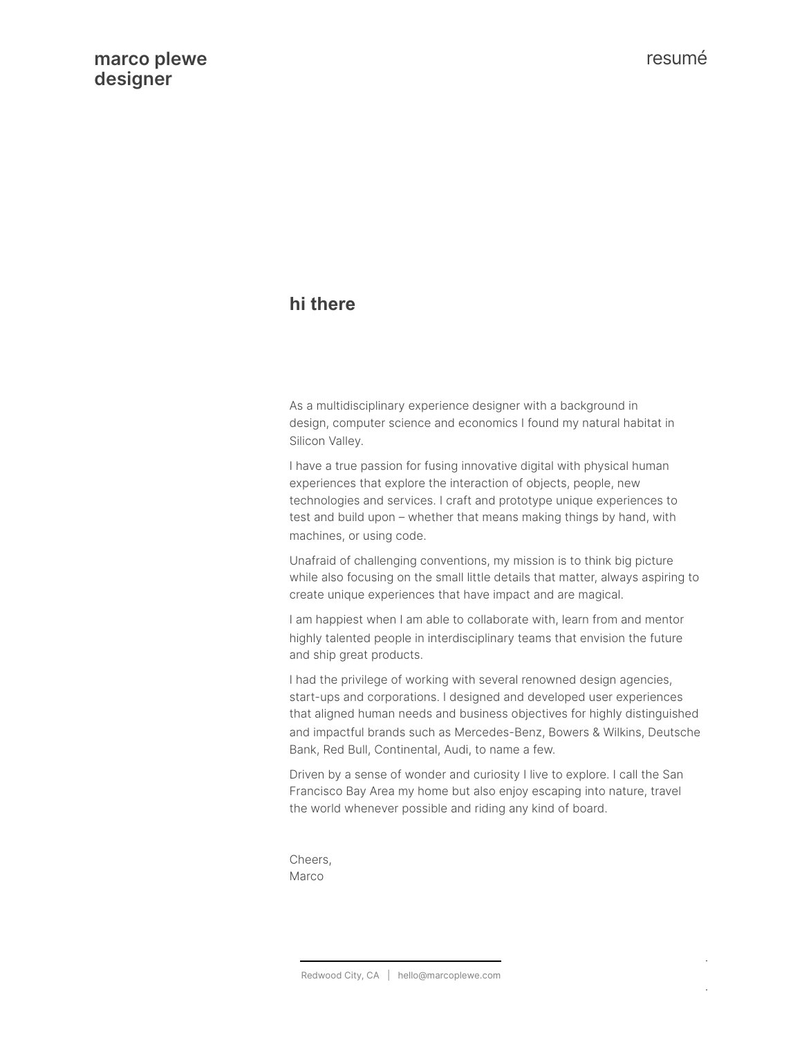**marco plewe**
**designer**

resumé

## hi there

As a multidisciplinary experience designer with a background in design, computer science and economics I found my natural habitat in Silicon Valley.

I have a true passion for fusing innovative digital with physical human experiences that explore the interaction of objects, people, new technologies and services. I craft and prototype unique experiences to test and build upon – whether that means making things by hand, with machines, or using code.

Unafraid of challenging conventions, my mission is to think big picture while also focusing on the small little details that matter, always aspiring to create unique experiences that have impact and are magical.

I am happiest when I am able to collaborate with, learn from and mentor highly talented people in interdisciplinary teams that envision the future and ship great products.

I had the privilege of working with several renowned design agencies, start-ups and corporations. I designed and developed user experiences that aligned human needs and business objectives for highly distinguished and impactful brands such as Mercedes-Benz, Bowers & Wilkins, Deutsche Bank, Red Bull, Continental, Audi, to name a few.

Driven by a sense of wonder and curiosity I live to explore. I call the San Francisco Bay Area my home but also enjoy escaping into nature, travel the world whenever possible and riding any kind of board.

Cheers,
Marco

Redwood City, CA | hello@marcoplewe.com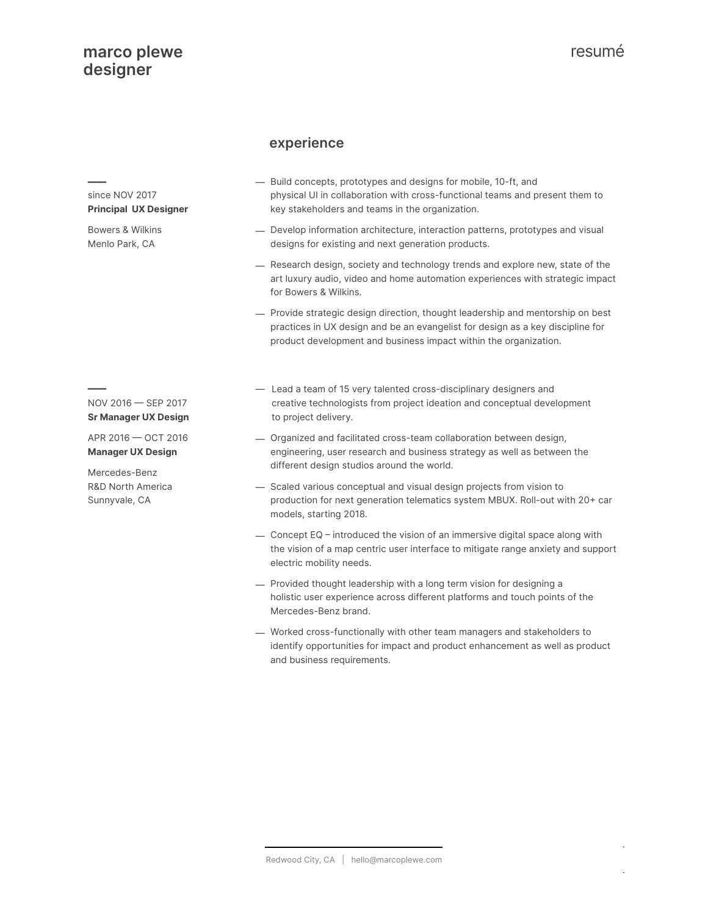# marco plewe
# designer

resumé

## experience

since NOV 2017
**Principal UX Designer**

Bowers & Wilkins
Menlo Park, CA

— Build concepts, prototypes and designs for mobile, 10-ft, and physical UI in collaboration with cross-functional teams and present them to key stakeholders and teams in the organization.

— Develop information architecture, interaction patterns, prototypes and visual designs for existing and next generation products.

— Research design, society and technology trends and explore new, state of the art luxury audio, video and home automation experiences with strategic impact for Bowers & Wilkins.

— Provide strategic design direction, thought leadership and mentorship on best practices in UX design and be an evangelist for design as a key discipline for product development and business impact within the organization.

NOV 2016 — SEP 2017
**Sr Manager UX Design**

APR 2016 — OCT 2016
**Manager UX Design**

Mercedes-Benz
R&D North America
Sunnyvale, CA

— Lead a team of 15 very talented cross-disciplinary designers and creative technologists from project ideation and conceptual development to project delivery.

— Organized and facilitated cross-team collaboration between design, engineering, user research and business strategy as well as between the different design studios around the world.

— Scaled various conceptual and visual design projects from vision to production for next generation telematics system MBUX. Roll-out with 20+ car models, starting 2018.

— Concept EQ – introduced the vision of an immersive digital space along with the vision of a map centric user interface to mitigate range anxiety and support electric mobility needs.

— Provided thought leadership with a long term vision for designing a holistic user experience across different platforms and touch points of the Mercedes-Benz brand.

— Worked cross-functionally with other team managers and stakeholders to identify opportunities for impact and product enhancement as well as product and business requirements.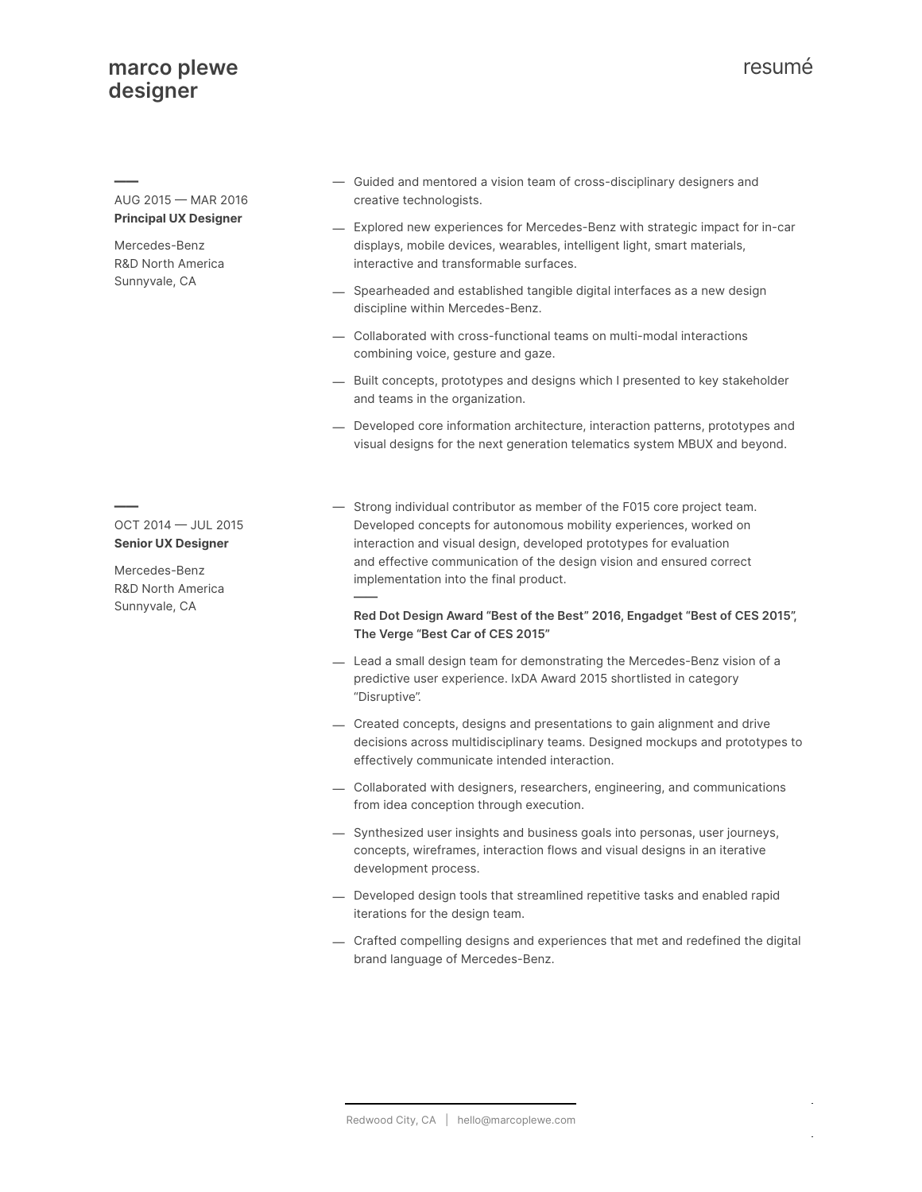AUG 2015 — MAR 2016
**Principal UX Designer**

Mercedes-Benz
R&D North America
Sunnyvale, CA

- Guided and mentored a vision team of cross-disciplinary designers and creative technologists.
- Explored new experiences for Mercedes-Benz with strategic impact for in-car displays, mobile devices, wearables, intelligent light, smart materials, interactive and transformable surfaces.
- Spearheaded and established tangible digital interfaces as a new design discipline within Mercedes-Benz.
- Collaborated with cross-functional teams on multi-modal interactions combining voice, gesture and gaze.
- Built concepts, prototypes and designs which I presented to key stakeholder and teams in the organization.
- Developed core information architecture, interaction patterns, prototypes and visual designs for the next generation telematics system MBUX and beyond.

OCT 2014 — JUL 2015
**Senior UX Designer**

Mercedes-Benz
R&D North America
Sunnyvale, CA

- Strong individual contributor as member of the F015 core project team. Developed concepts for autonomous mobility experiences, worked on interaction and visual design, developed prototypes for evaluation and effective communication of the design vision and ensured correct implementation into the final product.

**Red Dot Design Award "Best of the Best" 2016, Engadget "Best of CES 2015", The Verge "Best Car of CES 2015"**

- Lead a small design team for demonstrating the Mercedes-Benz vision of a predictive user experience. IxDA Award 2015 shortlisted in category "Disruptive".
- Created concepts, designs and presentations to gain alignment and drive decisions across multidisciplinary teams. Designed mockups and prototypes to effectively communicate intended interaction.
- Collaborated with designers, researchers, engineering, and communications from idea conception through execution.
- Synthesized user insights and business goals into personas, user journeys, concepts, wireframes, interaction flows and visual designs in an iterative development process.
- Developed design tools that streamlined repetitive tasks and enabled rapid iterations for the design team.
- Crafted compelling designs and experiences that met and redefined the digital brand language of Mercedes-Benz.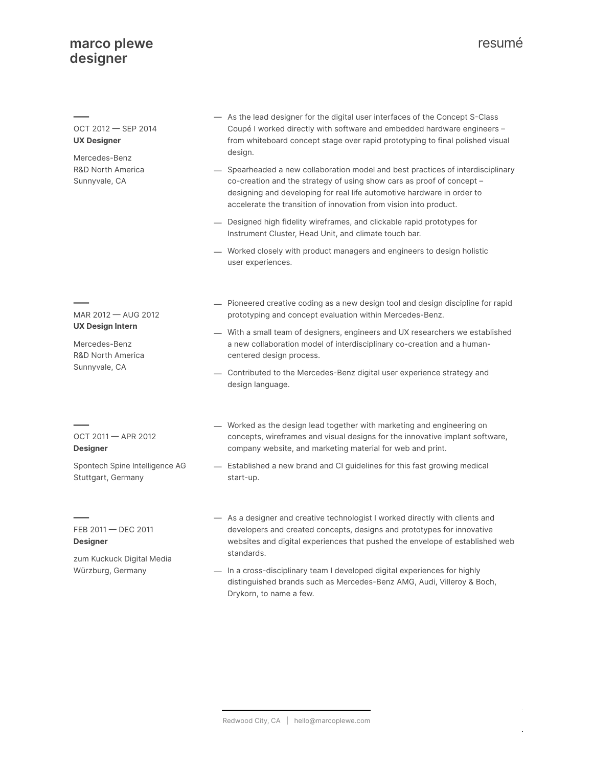# marco plewe
# designer

resumé

---

OCT 2012 — SEP 2014
**UX Designer**

Mercedes-Benz
R&D North America
Sunnyvale, CA

- As the lead designer for the digital user interfaces of the Concept S-Class Coupé I worked directly with software and embedded hardware engineers – from whiteboard concept stage over rapid prototyping to final polished visual design.
- Spearheaded a new collaboration model and best practices of interdisciplinary co-creation and the strategy of using show cars as proof of concept – designing and developing for real life automotive hardware in order to accelerate the transition of innovation from vision into product.
- Designed high fidelity wireframes, and clickable rapid prototypes for Instrument Cluster, Head Unit, and climate touch bar.
- Worked closely with product managers and engineers to design holistic user experiences.

---

MAR 2012 — AUG 2012
**UX Design Intern**

Mercedes-Benz
R&D North America
Sunnyvale, CA

- Pioneered creative coding as a new design tool and design discipline for rapid prototyping and concept evaluation within Mercedes-Benz.
- With a small team of designers, engineers and UX researchers we established a new collaboration model of interdisciplinary co-creation and a human-centered design process.
- Contributed to the Mercedes-Benz digital user experience strategy and design language.

---

OCT 2011 — APR 2012
**Designer**

Spontech Spine Intelligence AG
Stuttgart, Germany

- Worked as the design lead together with marketing and engineering on concepts, wireframes and visual designs for the innovative implant software, company website, and marketing material for web and print.
- Established a new brand and CI guidelines for this fast growing medical start-up.

---

FEB 2011 — DEC 2011
**Designer**

zum Kuckuck Digital Media
Würzburg, Germany

- As a designer and creative technologist I worked directly with clients and developers and created concepts, designs and prototypes for innovative websites and digital experiences that pushed the envelope of established web standards.
- In a cross-disciplinary team I developed digital experiences for highly distinguished brands such as Mercedes-Benz AMG, Audi, Villeroy & Boch, Drykorn, to name a few.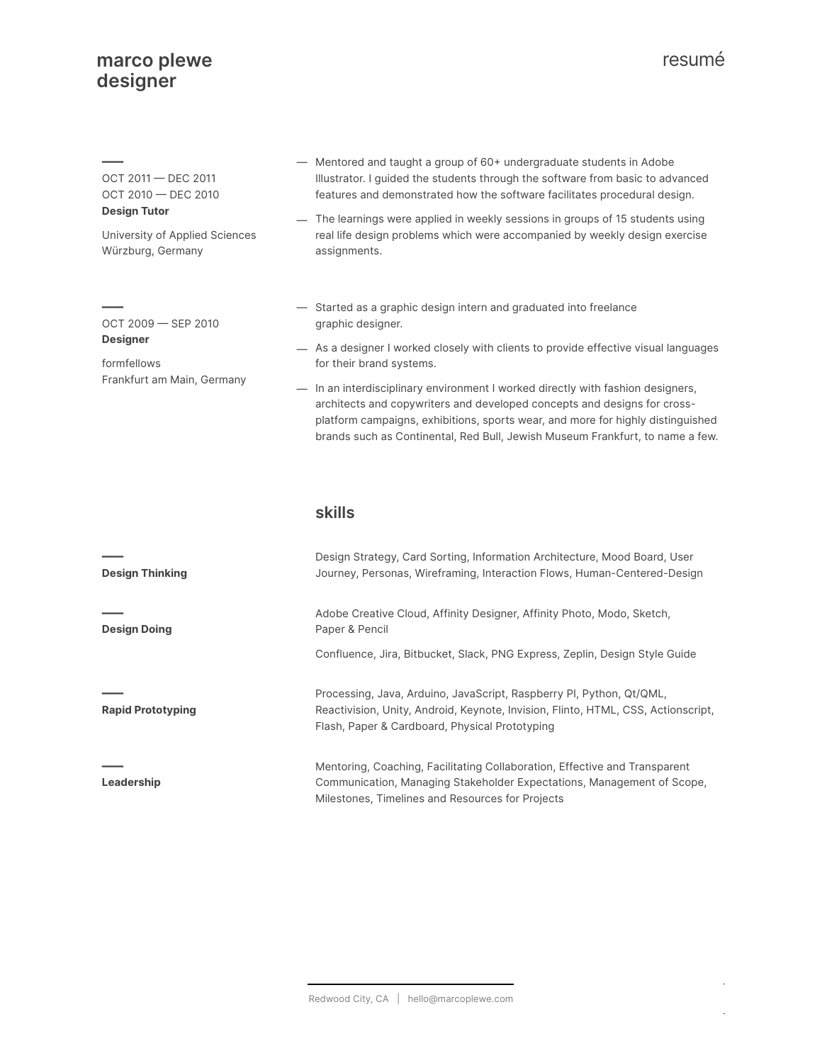**marco plewe**
**designer**

resumé

OCT 2011 — DEC 2011
OCT 2010 — DEC 2010
**Design Tutor**

University of Applied Sciences
Würzburg, Germany

- Mentored and taught a group of 60+ undergraduate students in Adobe Illustrator. I guided the students through the software from basic to advanced features and demonstrated how the software facilitates procedural design.
- The learnings were applied in weekly sessions in groups of 15 students using real life design problems which were accompanied by weekly design exercise assignments.

OCT 2009 — SEP 2010
**Designer**

formfellows
Frankfurt am Main, Germany

- Started as a graphic design intern and graduated into freelance graphic designer.
- As a designer I worked closely with clients to provide effective visual languages for their brand systems.
- In an interdisciplinary environment I worked directly with fashion designers, architects and copywriters and developed concepts and designs for cross-platform campaigns, exhibitions, sports wear, and more for highly distinguished brands such as Continental, Red Bull, Jewish Museum Frankfurt, to name a few.

## skills

**Design Thinking**

Design Strategy, Card Sorting, Information Architecture, Mood Board, User Journey, Personas, Wireframing, Interaction Flows, Human-Centered-Design

**Design Doing**

Adobe Creative Cloud, Affinity Designer, Affinity Photo, Modo, Sketch, Paper & Pencil

Confluence, Jira, Bitbucket, Slack, PNG Express, Zeplin, Design Style Guide

**Rapid Prototyping**

Processing, Java, Arduino, JavaScript, Raspberry PI, Python, Qt/QML, Reactivision, Unity, Android, Keynote, Invision, Flinto, HTML, CSS, Actionscript, Flash, Paper & Cardboard, Physical Prototyping

**Leadership**

Mentoring, Coaching, Facilitating Collaboration, Effective and Transparent Communication, Managing Stakeholder Expectations, Management of Scope, Milestones, Timelines and Resources for Projects

Redwood City, CA | hello@marcoplewe.com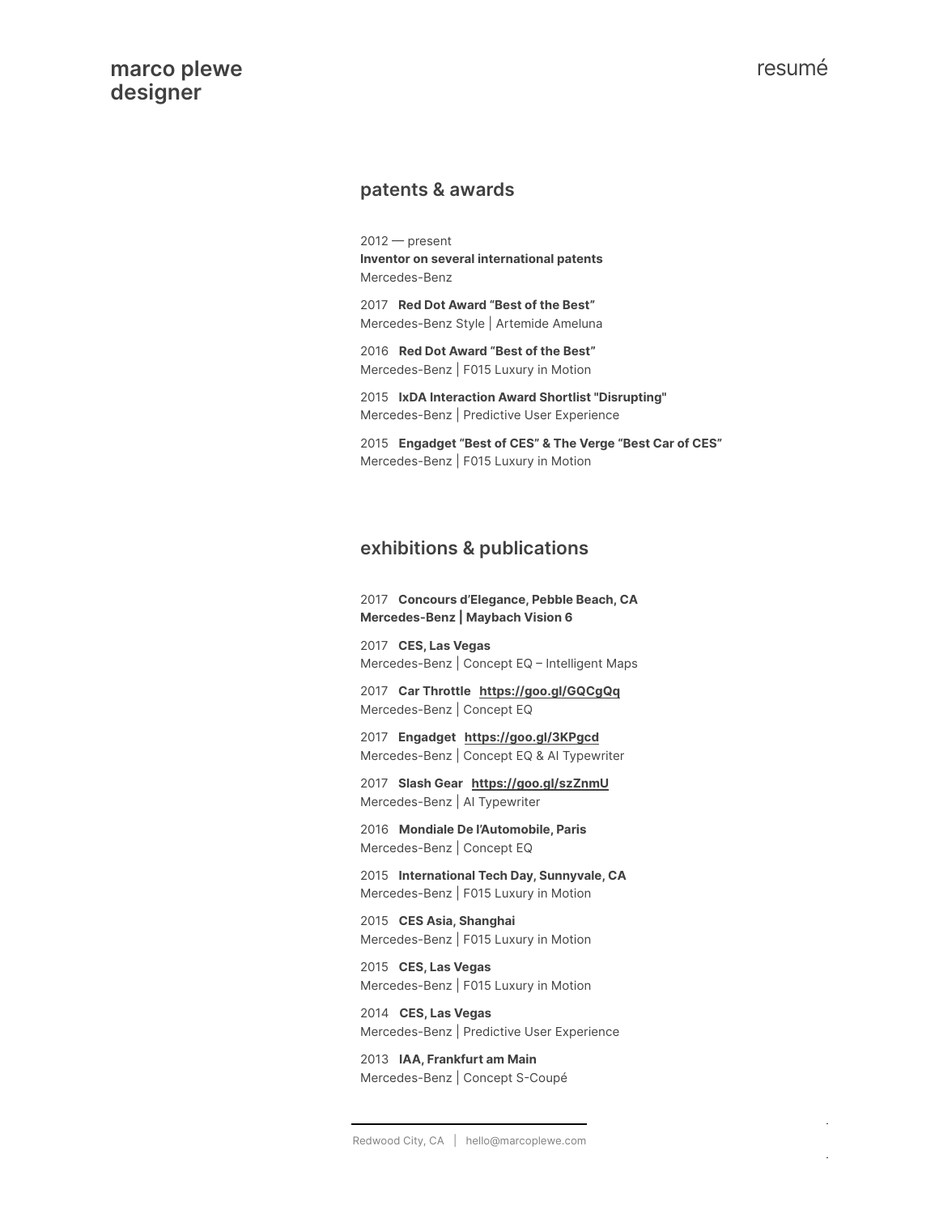## patents & awards

2012 — present
**Inventor on several international patents**
Mercedes-Benz

2017 **Red Dot Award "Best of the Best"**
Mercedes-Benz Style | Artemide Ameluna

2016 **Red Dot Award "Best of the Best"**
Mercedes-Benz | F015 Luxury in Motion

2015 **IxDA Interaction Award Shortlist "Disrupting"**
Mercedes-Benz | Predictive User Experience

2015 **Engadget "Best of CES" & The Verge "Best Car of CES"**
Mercedes-Benz | F015 Luxury in Motion

## exhibitions & publications

2017 **Concours d'Elegance, Pebble Beach, CA**
**Mercedes-Benz | Maybach Vision 6**

2017 **CES, Las Vegas**
Mercedes-Benz | Concept EQ – Intelligent Maps

2017 **Car Throttle** **https://goo.gl/GQCgQq**
Mercedes-Benz | Concept EQ

2017 **Engadget** **https://goo.gl/3KPgcd**
Mercedes-Benz | Concept EQ & AI Typewriter

2017 **Slash Gear** **https://goo.gl/szZnmU**
Mercedes-Benz | AI Typewriter

2016 **Mondiale De l'Automobile, Paris**
Mercedes-Benz | Concept EQ

2015 **International Tech Day, Sunnyvale, CA**
Mercedes-Benz | F015 Luxury in Motion

2015 **CES Asia, Shanghai**
Mercedes-Benz | F015 Luxury in Motion

2015 **CES, Las Vegas**
Mercedes-Benz | F015 Luxury in Motion

2014 **CES, Las Vegas**
Mercedes-Benz | Predictive User Experience

2013 **IAA, Frankfurt am Main**
Mercedes-Benz | Concept S-Coupé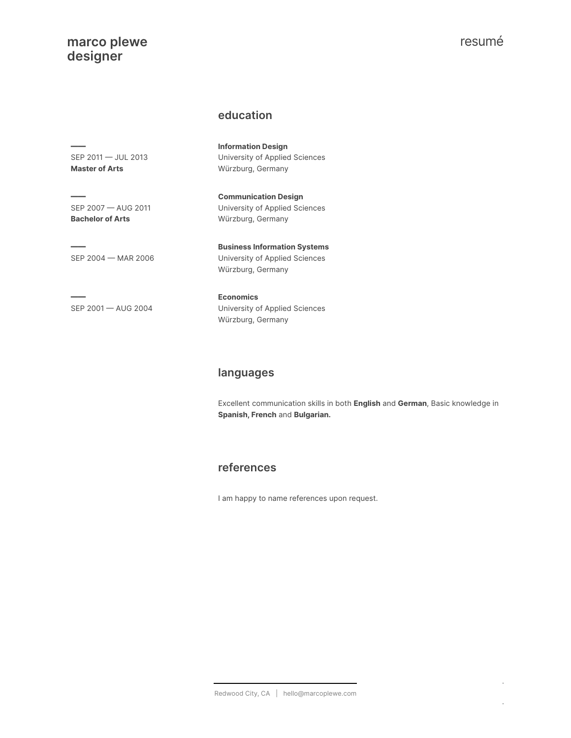**marco plewe**
**designer**

resumé

## education

SEP 2011 — JUL 2013
**Master of Arts**

**Information Design**
University of Applied Sciences
Würzburg, Germany

SEP 2007 — AUG 2011
**Bachelor of Arts**

**Communication Design**
University of Applied Sciences
Würzburg, Germany

SEP 2004 — MAR 2006

**Business Information Systems**
University of Applied Sciences
Würzburg, Germany

SEP 2001 — AUG 2004

**Economics**
University of Applied Sciences
Würzburg, Germany

## languages

Excellent communication skills in both **English** and **German**, Basic knowledge in **Spanish, French** and **Bulgarian.**

## references

I am happy to name references upon request.